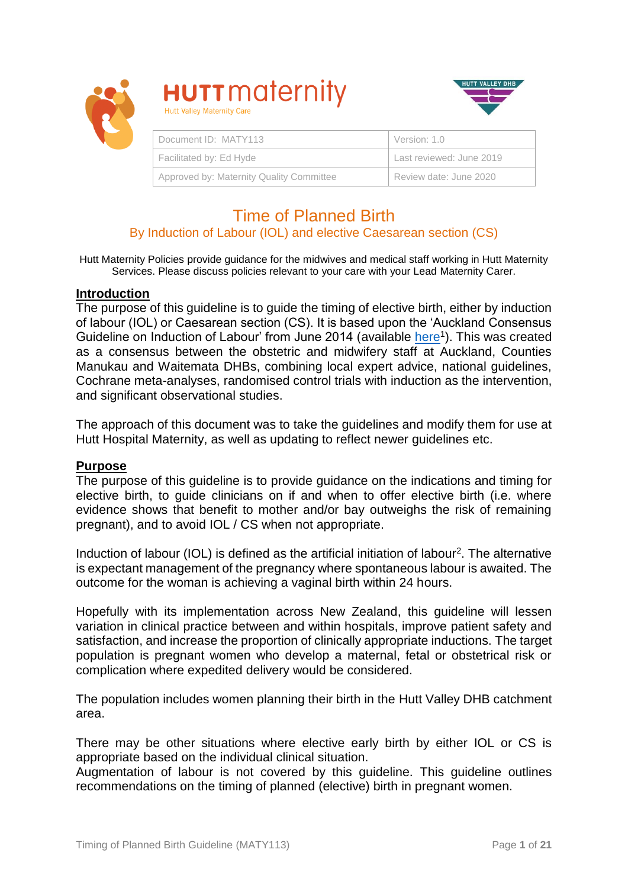HUTT maternity
Hutt Valley Maternity Care

HUTT VALLEY DHB

| Document ID: MATY113 | Version: 1.0 |
| --- | --- |
| Facilitated by: Ed Hyde | Last reviewed: June 2019 |
| Approved by: Maternity Quality Committee | Review date: June 2020 |

# Time of Planned Birth

## By Induction of Labour (IOL) and elective Caesarean section (CS)

Hutt Maternity Policies provide guidance for the midwives and medical staff working in Hutt Maternity Services. Please discuss policies relevant to your care with your Lead Maternity Carer.

### Introduction

The purpose of this guideline is to guide the timing of elective birth, either by induction of labour (IOL) or Caesarean section (CS). It is based upon the 'Auckland Consensus Guideline on Induction of Labour' from June 2014 (available here[1]). This was created as a consensus between the obstetric and midwifery staff at Auckland, Counties Manukau and Waitemata DHBs, combining local expert advice, national guidelines, Cochrane meta-analyses, randomised control trials with induction as the intervention, and significant observational studies.

The approach of this document was to take the guidelines and modify them for use at Hutt Hospital Maternity, as well as updating to reflect newer guidelines etc.

### Purpose

The purpose of this guideline is to provide guidance on the indications and timing for elective birth, to guide clinicians on if and when to offer elective birth (i.e. where evidence shows that benefit to mother and/or bay outweighs the risk of remaining pregnant), and to avoid IOL / CS when not appropriate.

Induction of labour (IOL) is defined as the artificial initiation of labour[2]. The alternative is expectant management of the pregnancy where spontaneous labour is awaited. The outcome for the woman is achieving a vaginal birth within 24 hours.

Hopefully with its implementation across New Zealand, this guideline will lessen variation in clinical practice between and within hospitals, improve patient safety and satisfaction, and increase the proportion of clinically appropriate inductions. The target population is pregnant women who develop a maternal, fetal or obstetrical risk or complication where expedited delivery would be considered.

The population includes women planning their birth in the Hutt Valley DHB catchment area.

There may be other situations where elective early birth by either IOL or CS is appropriate based on the individual clinical situation.
Augmentation of labour is not covered by this guideline. This guideline outlines recommendations on the timing of planned (elective) birth in pregnant women.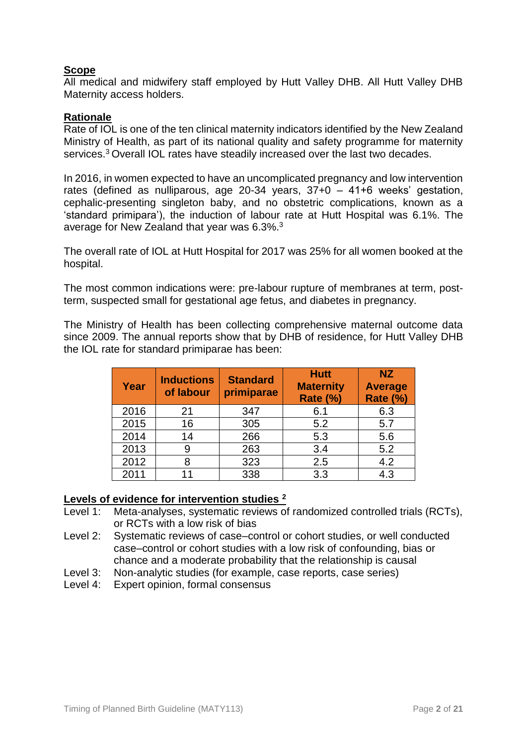## Scope

All medical and midwifery staff employed by Hutt Valley DHB. All Hutt Valley DHB Maternity access holders.

## Rationale

Rate of IOL is one of the ten clinical maternity indicators identified by the New Zealand Ministry of Health, as part of its national quality and safety programme for maternity services.[3] Overall IOL rates have steadily increased over the last two decades.

In 2016, in women expected to have an uncomplicated pregnancy and low intervention rates (defined as nulliparous, age 20-34 years, 37+0 – 41+6 weeks' gestation, cephalic-presenting singleton baby, and no obstetric complications, known as a 'standard primipara'), the induction of labour rate at Hutt Hospital was 6.1%. The average for New Zealand that year was 6.3%.[3]

The overall rate of IOL at Hutt Hospital for 2017 was 25% for all women booked at the hospital.

The most common indications were: pre-labour rupture of membranes at term, post-term, suspected small for gestational age fetus, and diabetes in pregnancy.

The Ministry of Health has been collecting comprehensive maternal outcome data since 2009. The annual reports show that by DHB of residence, for Hutt Valley DHB the IOL rate for standard primiparae has been:

| Year | Inductions of labour | Standard primiparae | Hutt Maternity Rate (%) | NZ Average Rate (%) |
|---|---|---|---|---|
| 2016 | 21 | 347 | 6.1 | 6.3 |
| 2015 | 16 | 305 | 5.2 | 5.7 |
| 2014 | 14 | 266 | 5.3 | 5.6 |
| 2013 | 9 | 263 | 3.4 | 5.2 |
| 2012 | 8 | 323 | 2.5 | 4.2 |
| 2011 | 11 | 338 | 3.3 | 4.3 |

## Levels of evidence for intervention studies [2]

- Level 1: Meta-analyses, systematic reviews of randomized controlled trials (RCTs), or RCTs with a low risk of bias
- Level 2: Systematic reviews of case–control or cohort studies, or well conducted case–control or cohort studies with a low risk of confounding, bias or chance and a moderate probability that the relationship is causal
- Level 3: Non-analytic studies (for example, case reports, case series)
- Level 4: Expert opinion, formal consensus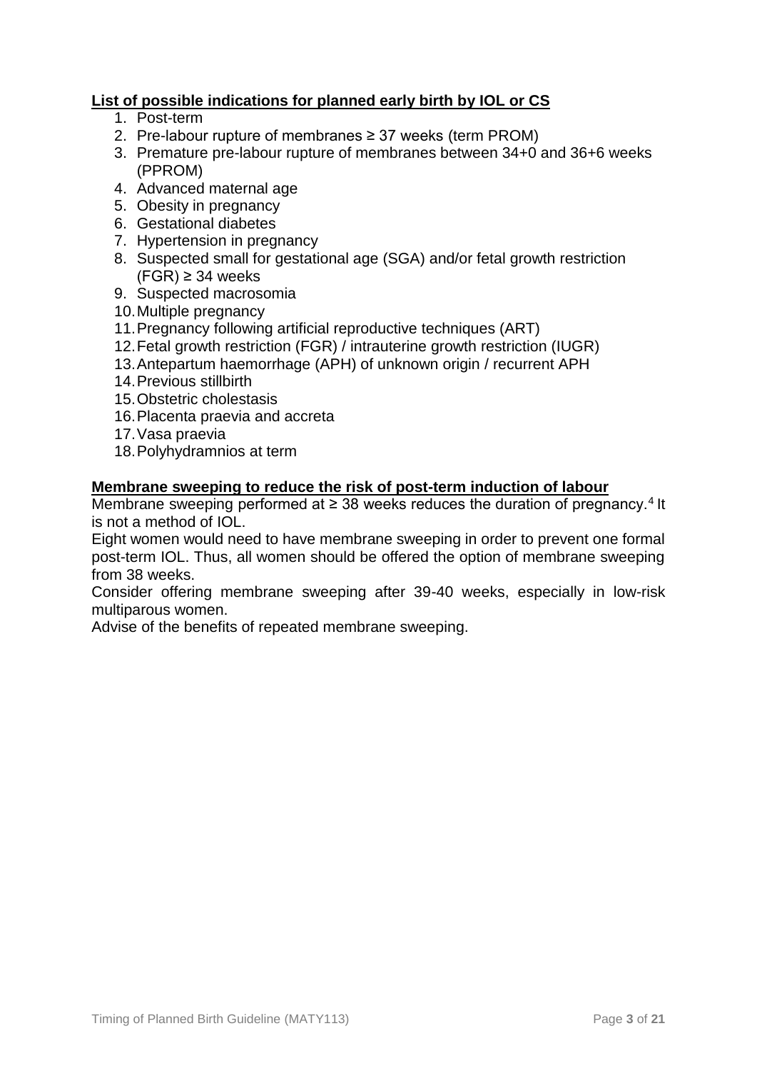## List of possible indications for planned early birth by IOL or CS

1. Post-term
2. Pre-labour rupture of membranes ≥ 37 weeks (term PROM)
3. Premature pre-labour rupture of membranes between 34+0 and 36+6 weeks (PPROM)
4. Advanced maternal age
5. Obesity in pregnancy
6. Gestational diabetes
7. Hypertension in pregnancy
8. Suspected small for gestational age (SGA) and/or fetal growth restriction (FGR) ≥ 34 weeks
9. Suspected macrosomia
10. Multiple pregnancy
11. Pregnancy following artificial reproductive techniques (ART)
12. Fetal growth restriction (FGR) / intrauterine growth restriction (IUGR)
13. Antepartum haemorrhage (APH) of unknown origin / recurrent APH
14. Previous stillbirth
15. Obstetric cholestasis
16. Placenta praevia and accreta
17. Vasa praevia
18. Polyhydramnios at term

## Membrane sweeping to reduce the risk of post-term induction of labour

Membrane sweeping performed at ≥ 38 weeks reduces the duration of pregnancy.[4] It is not a method of IOL.

Eight women would need to have membrane sweeping in order to prevent one formal post-term IOL. Thus, all women should be offered the option of membrane sweeping from 38 weeks.

Consider offering membrane sweeping after 39-40 weeks, especially in low-risk multiparous women.

Advise of the benefits of repeated membrane sweeping.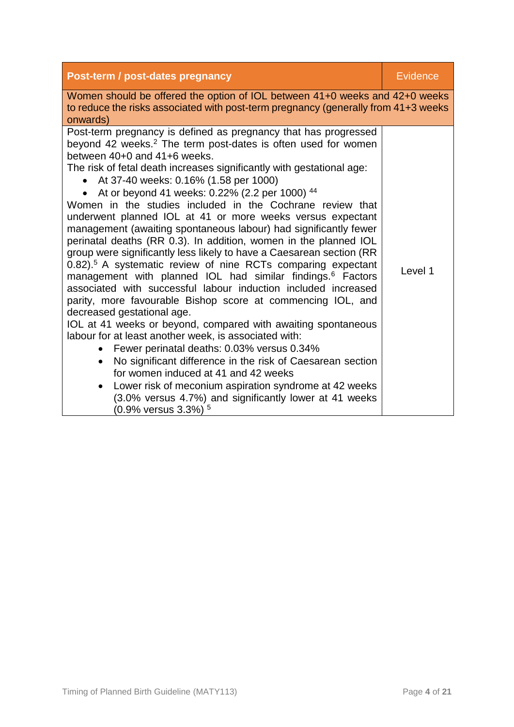| Post-term / post-dates pregnancy | Evidence |
|---|---|
| Women should be offered the option of IOL between 41+0 weeks and 42+0 weeks to reduce the risks associated with post-term pregnancy (generally from 41+3 weeks onwards) | |
| Post-term pregnancy is defined as pregnancy that has progressed beyond 42 weeks.[2] The term post-dates is often used for women between 40+0 and 41+6 weeks.<br>The risk of fetal death increases significantly with gestational age:<br>• At 37-40 weeks: 0.16% (1.58 per 1000)<br>• At or beyond 41 weeks: 0.22% (2.2 per 1000) [44]<br>Women in the studies included in the Cochrane review that underwent planned IOL at 41 or more weeks versus expectant management (awaiting spontaneous labour) had significantly fewer perinatal deaths (RR 0.3). In addition, women in the planned IOL group were significantly less likely to have a Caesarean section (RR 0.82).[5] A systematic review of nine RCTs comparing expectant management with planned IOL had similar findings.[6] Factors associated with successful labour induction included increased parity, more favourable Bishop score at commencing IOL, and decreased gestational age.<br>IOL at 41 weeks or beyond, compared with awaiting spontaneous labour for at least another week, is associated with:<br>• Fewer perinatal deaths: 0.03% versus 0.34%<br>• No significant difference in the risk of Caesarean section for women induced at 41 and 42 weeks<br>• Lower risk of meconium aspiration syndrome at 42 weeks (3.0% versus 4.7%) and significantly lower at 41 weeks (0.9% versus 3.3%) [5] | Level 1 |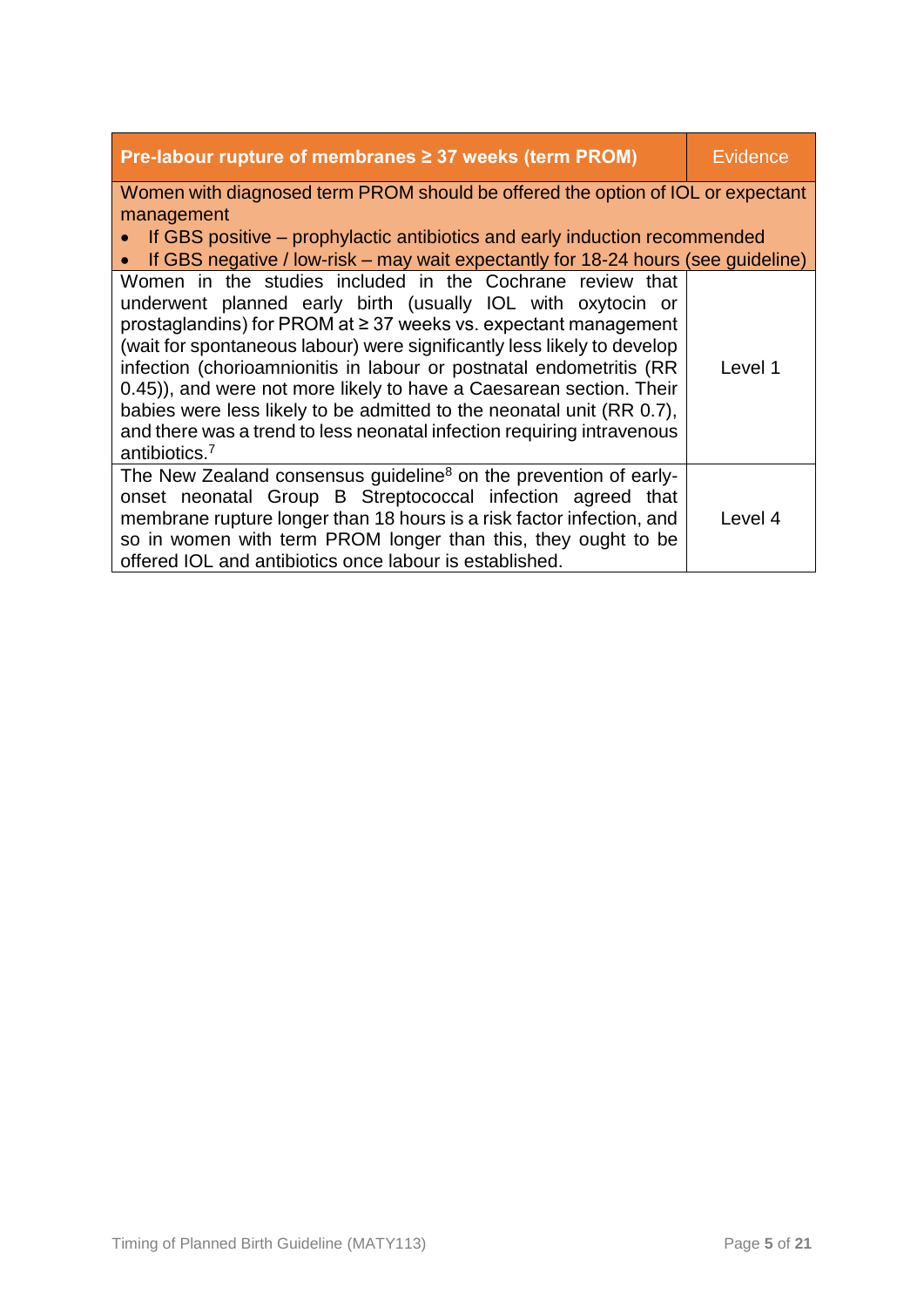| Pre-labour rupture of membranes ≥ 37 weeks (term PROM) | Evidence |
|---|---|
| Women with diagnosed term PROM should be offered the option of IOL or expectant management<br>• If GBS positive – prophylactic antibiotics and early induction recommended<br>• If GBS negative / low-risk – may wait expectantly for 18-24 hours (see guideline) | |
| Women in the studies included in the Cochrane review that underwent planned early birth (usually IOL with oxytocin or prostaglandins) for PROM at ≥ 37 weeks vs. expectant management (wait for spontaneous labour) were significantly less likely to develop infection (chorioamnionitis in labour or postnatal endometritis (RR 0.45)), and were not more likely to have a Caesarean section. Their babies were less likely to be admitted to the neonatal unit (RR 0.7), and there was a trend to less neonatal infection requiring intravenous antibiotics.[7] | Level 1 |
| The New Zealand consensus guideline[8] on the prevention of early-onset neonatal Group B Streptococcal infection agreed that membrane rupture longer than 18 hours is a risk factor infection, and so in women with term PROM longer than this, they ought to be offered IOL and antibiotics once labour is established. | Level 4 |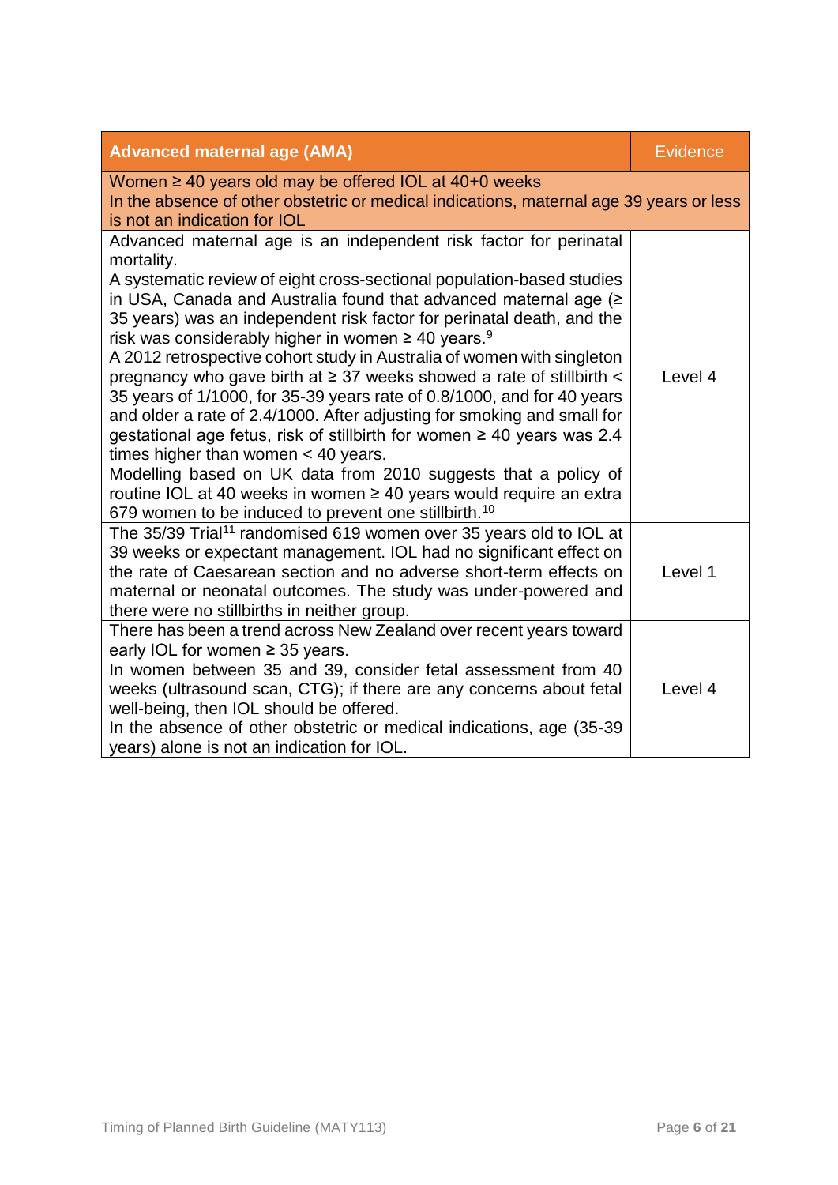| Advanced maternal age (AMA) | Evidence |
|---|---|
| Women ≥ 40 years old may be offered IOL at 40+0 weeks<br>In the absence of other obstetric or medical indications, maternal age 39 years or less is not an indication for IOL | |
| Advanced maternal age is an independent risk factor for perinatal mortality.<br>A systematic review of eight cross-sectional population-based studies in USA, Canada and Australia found that advanced maternal age (≥ 35 years) was an independent risk factor for perinatal death, and the risk was considerably higher in women ≥ 40 years.[9]<br>A 2012 retrospective cohort study in Australia of women with singleton pregnancy who gave birth at ≥ 37 weeks showed a rate of stillbirth < 35 years of 1/1000, for 35-39 years rate of 0.8/1000, and for 40 years and older a rate of 2.4/1000. After adjusting for smoking and small for gestational age fetus, risk of stillbirth for women ≥ 40 years was 2.4 times higher than women < 40 years.<br>Modelling based on UK data from 2010 suggests that a policy of routine IOL at 40 weeks in women ≥ 40 years would require an extra 679 women to be induced to prevent one stillbirth.[10] | Level 4 |
| The 35/39 Trial[11] randomised 619 women over 35 years old to IOL at 39 weeks or expectant management. IOL had no significant effect on the rate of Caesarean section and no adverse short-term effects on maternal or neonatal outcomes. The study was under-powered and there were no stillbirths in neither group. | Level 1 |
| There has been a trend across New Zealand over recent years toward early IOL for women ≥ 35 years.<br>In women between 35 and 39, consider fetal assessment from 40 weeks (ultrasound scan, CTG); if there are any concerns about fetal well-being, then IOL should be offered.<br>In the absence of other obstetric or medical indications, age (35-39 years) alone is not an indication for IOL. | Level 4 |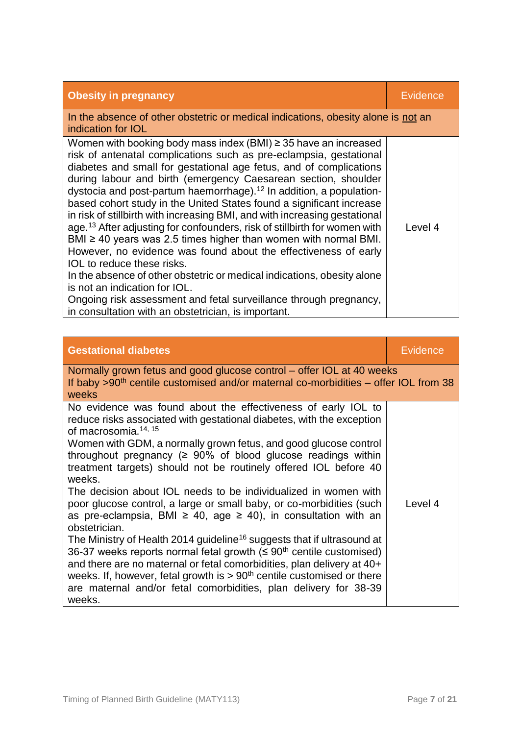| Obesity in pregnancy | Evidence |
|---|---|
| In the absence of other obstetric or medical indications, obesity alone is not an indication for IOL | |
| Women with booking body mass index (BMI) ≥ 35 have an increased risk of antenatal complications such as pre-eclampsia, gestational diabetes and small for gestational age fetus, and of complications during labour and birth (emergency Caesarean section, shoulder dystocia and post-partum haemorrhage).[12] In addition, a population-based cohort study in the United States found a significant increase in risk of stillbirth with increasing BMI, and with increasing gestational age.[13] After adjusting for confounders, risk of stillbirth for women with BMI ≥ 40 years was 2.5 times higher than women with normal BMI. However, no evidence was found about the effectiveness of early IOL to reduce these risks.<br>In the absence of other obstetric or medical indications, obesity alone is not an indication for IOL.<br>Ongoing risk assessment and fetal surveillance through pregnancy, in consultation with an obstetrician, is important. | Level 4 |

| Gestational diabetes | Evidence |
|---|---|
| Normally grown fetus and good glucose control – offer IOL at 40 weeks<br>If baby >90th centile customised and/or maternal co-morbidities – offer IOL from 38 weeks | |
| No evidence was found about the effectiveness of early IOL to reduce risks associated with gestational diabetes, with the exception of macrosomia.[14, 15]<br>Women with GDM, a normally grown fetus, and good glucose control throughout pregnancy (≥ 90% of blood glucose readings within treatment targets) should not be routinely offered IOL before 40 weeks.<br>The decision about IOL needs to be individualized in women with poor glucose control, a large or small baby, or co-morbidities (such as pre-eclampsia, BMI ≥ 40, age ≥ 40), in consultation with an obstetrician.<br>The Ministry of Health 2014 guideline[16] suggests that if ultrasound at 36-37 weeks reports normal fetal growth (≤ 90th centile customised) and there are no maternal or fetal comorbidities, plan delivery at 40+ weeks. If, however, fetal growth is > 90th centile customised or there are maternal and/or fetal comorbidities, plan delivery for 38-39 weeks. | Level 4 |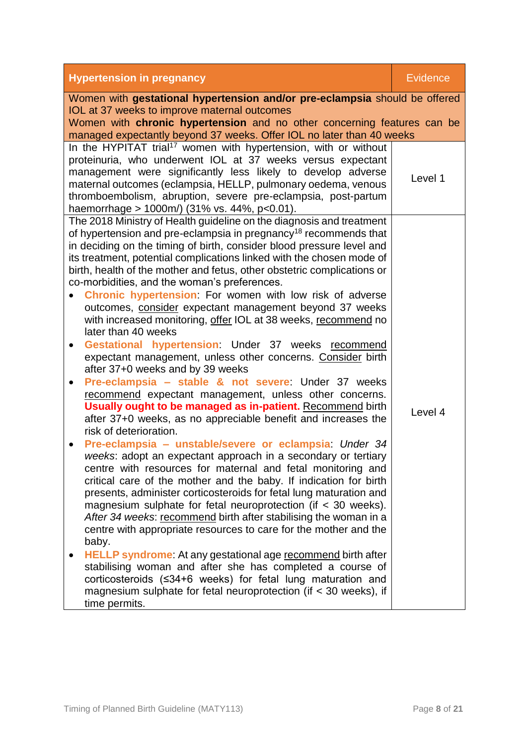| Hypertension in pregnancy | Evidence |
|---|---|
| Women with **gestational hypertension and/or pre-eclampsia** should be offered IOL at 37 weeks to improve maternal outcomes<br>Women with **chronic hypertension** and no other concerning features can be managed expectantly beyond 37 weeks. Offer IOL no later than 40 weeks | |
| In the HYPITAT trial[17] women with hypertension, with or without proteinuria, who underwent IOL at 37 weeks versus expectant management were significantly less likely to develop adverse maternal outcomes (eclampsia, HELLP, pulmonary oedema, venous thromboembolism, abruption, severe pre-eclampsia, post-partum haemorrhage > 1000m/) (31% vs. 44%, $p<0.01$). | Level 1 |
| The 2018 Ministry of Health guideline on the diagnosis and treatment of hypertension and pre-eclampsia in pregnancy[18] recommends that in deciding on the timing of birth, consider blood pressure level and its treatment, potential complications linked with the chosen mode of birth, health of the mother and fetus, other obstetric complications or co-morbidities, and the woman's preferences.<br>• **Chronic hypertension**: For women with low risk of adverse outcomes, consider expectant management beyond 37 weeks with increased monitoring, offer IOL at 38 weeks, recommend no later than 40 weeks<br>• **Gestational hypertension**: Under 37 weeks recommend expectant management, unless other concerns. Consider birth after 37+0 weeks and by 39 weeks<br>• **Pre-eclampsia – stable & not severe**: Under 37 weeks recommend expectant management, unless other concerns. **Usually ought to be managed as in-patient.** Recommend birth after 37+0 weeks, as no appreciable benefit and increases the risk of deterioration.<br>• **Pre-eclampsia – unstable/severe or eclampsia**: *Under 34 weeks*: adopt an expectant approach in a secondary or tertiary centre with resources for maternal and fetal monitoring and critical care of the mother and the baby. If indication for birth presents, administer corticosteroids for fetal lung maturation and magnesium sulphate for fetal neuroprotection (if < 30 weeks). *After 34 weeks*: recommend birth after stabilising the woman in a centre with appropriate resources to care for the mother and the baby.<br>• **HELLP syndrome**: At any gestational age recommend birth after stabilising woman and after she has completed a course of corticosteroids (≤34+6 weeks) for fetal lung maturation and magnesium sulphate for fetal neuroprotection (if < 30 weeks), if time permits. | Level 4 |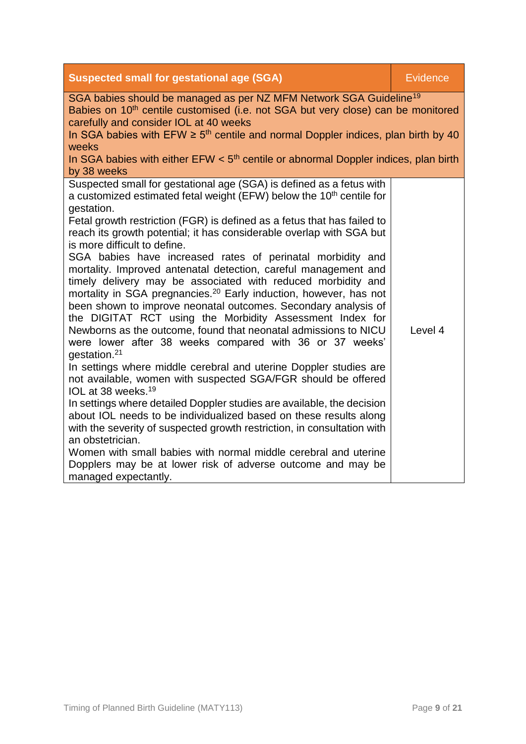| Suspected small for gestational age (SGA) | Evidence |
|---|---|
| SGA babies should be managed as per NZ MFM Network SGA Guideline[19]<br>Babies on 10th centile customised (i.e. not SGA but very close) can be monitored carefully and consider IOL at 40 weeks<br>In SGA babies with EFW ≥ 5th centile and normal Doppler indices, plan birth by 40 weeks<br>In SGA babies with either EFW < 5th centile or abnormal Doppler indices, plan birth by 38 weeks | |
| Suspected small for gestational age (SGA) is defined as a fetus with a customized estimated fetal weight (EFW) below the 10th centile for gestation.<br>Fetal growth restriction (FGR) is defined as a fetus that has failed to reach its growth potential; it has considerable overlap with SGA but is more difficult to define.<br>SGA babies have increased rates of perinatal morbidity and mortality. Improved antenatal detection, careful management and timely delivery may be associated with reduced morbidity and mortality in SGA pregnancies.[20] Early induction, however, has not been shown to improve neonatal outcomes. Secondary analysis of the DIGITAT RCT using the Morbidity Assessment Index for Newborns as the outcome, found that neonatal admissions to NICU were lower after 38 weeks compared with 36 or 37 weeks' gestation.[21]<br>In settings where middle cerebral and uterine Doppler studies are not available, women with suspected SGA/FGR should be offered IOL at 38 weeks.[19]<br>In settings where detailed Doppler studies are available, the decision about IOL needs to be individualized based on these results along with the severity of suspected growth restriction, in consultation with an obstetrician.<br>Women with small babies with normal middle cerebral and uterine Dopplers may be at lower risk of adverse outcome and may be managed expectantly. | Level 4 |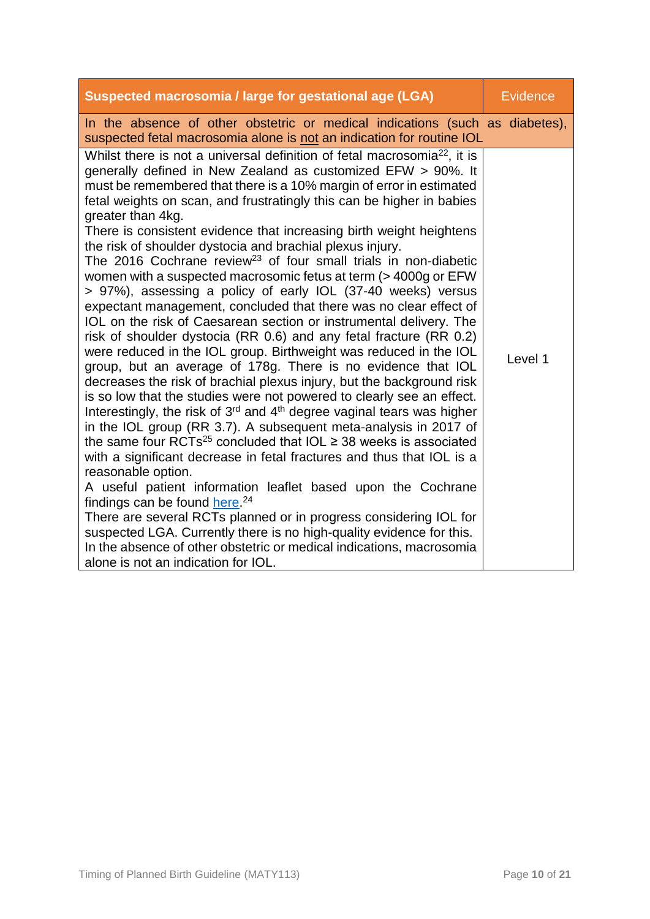| Suspected macrosomia / large for gestational age (LGA) | Evidence |
| --- | --- |
| In the absence of other obstetric or medical indications (such as diabetes), suspected fetal macrosomia alone is <u>not</u> an indication for routine IOL | |
| Whilst there is not a universal definition of fetal macrosomia[22], it is generally defined in New Zealand as customized EFW > 90%. It must be remembered that there is a 10% margin of error in estimated fetal weights on scan, and frustratingly this can be higher in babies greater than 4kg.<br>There is consistent evidence that increasing birth weight heightens the risk of shoulder dystocia and brachial plexus injury.<br>The 2016 Cochrane review[23] of four small trials in non-diabetic women with a suspected macrosomic fetus at term (> 4000g or EFW > 97%), assessing a policy of early IOL (37-40 weeks) versus expectant management, concluded that there was no clear effect of IOL on the risk of Caesarean section or instrumental delivery. The risk of shoulder dystocia (RR 0.6) and any fetal fracture (RR 0.2) were reduced in the IOL group. Birthweight was reduced in the IOL group, but an average of 178g. There is no evidence that IOL decreases the risk of brachial plexus injury, but the background risk is so low that the studies were not powered to clearly see an effect. Interestingly, the risk of 3rd and 4th degree vaginal tears was higher in the IOL group (RR 3.7). A subsequent meta-analysis in 2017 of the same four RCTs[25] concluded that IOL ≥ 38 weeks is associated with a significant decrease in fetal fractures and thus that IOL is a reasonable option.<br>A useful patient information leaflet based upon the Cochrane findings can be found here.[24]<br>There are several RCTs planned or in progress considering IOL for suspected LGA. Currently there is no high-quality evidence for this.<br>In the absence of other obstetric or medical indications, macrosomia alone is not an indication for IOL. | Level 1 |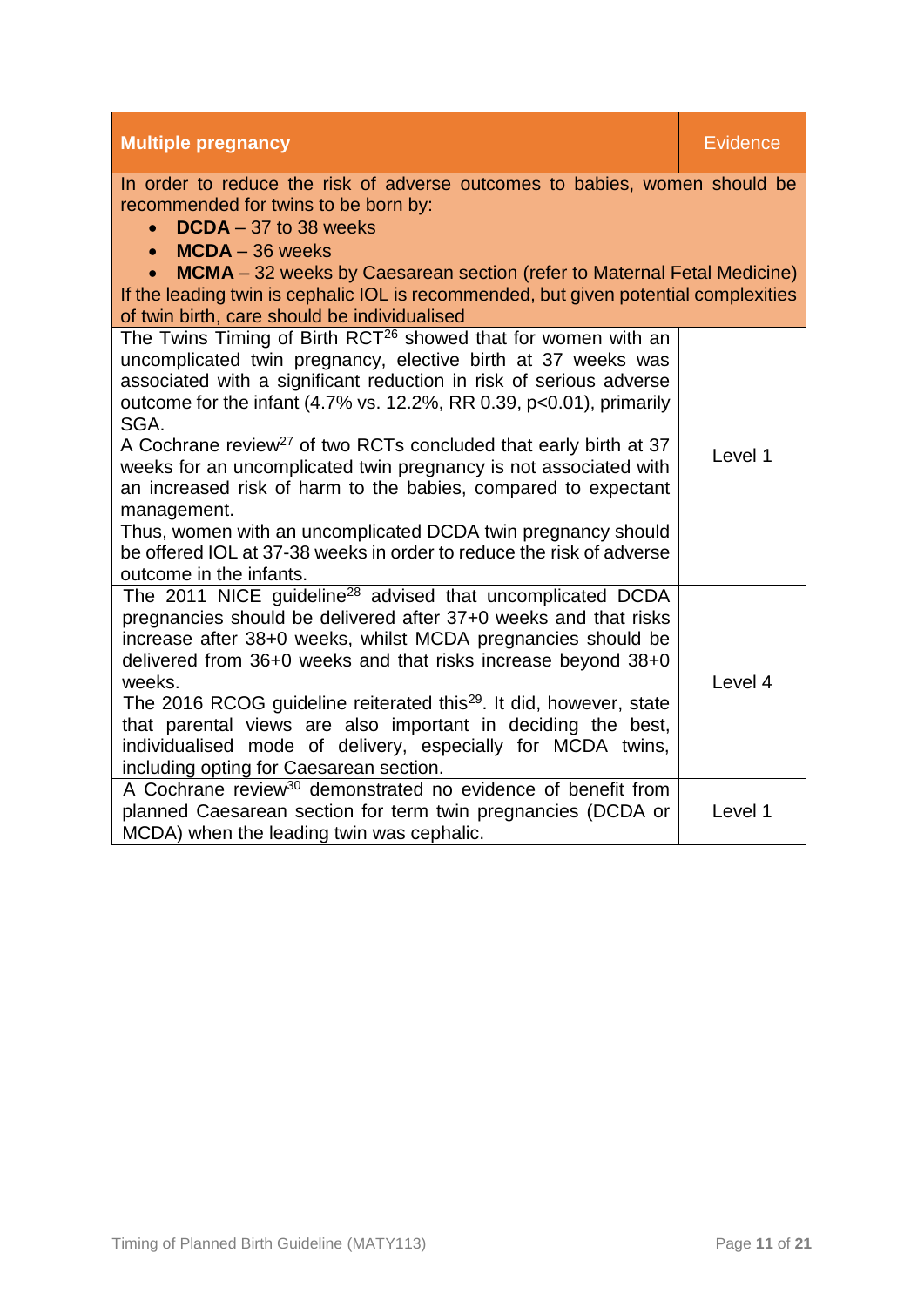| Multiple pregnancy | Evidence |
|---|---|
| In order to reduce the risk of adverse outcomes to babies, women should be recommended for twins to be born by:<br>• **DCDA** – 37 to 38 weeks<br>• **MCDA** – 36 weeks<br>• **MCMA** – 32 weeks by Caesarean section (refer to Maternal Fetal Medicine)<br>If the leading twin is cephalic IOL is recommended, but given potential complexities of twin birth, care should be individualised | |
| The Twins Timing of Birth RCT[26] showed that for women with an uncomplicated twin pregnancy, elective birth at 37 weeks was associated with a significant reduction in risk of serious adverse outcome for the infant (4.7% vs. 12.2%, RR 0.39, $p<0.01$), primarily SGA.<br>A Cochrane review[27] of two RCTs concluded that early birth at 37 weeks for an uncomplicated twin pregnancy is not associated with an increased risk of harm to the babies, compared to expectant management.<br>Thus, women with an uncomplicated DCDA twin pregnancy should be offered IOL at 37-38 weeks in order to reduce the risk of adverse outcome in the infants. | Level 1 |
| The 2011 NICE guideline[28] advised that uncomplicated DCDA pregnancies should be delivered after 37+0 weeks and that risks increase after 38+0 weeks, whilst MCDA pregnancies should be delivered from 36+0 weeks and that risks increase beyond 38+0 weeks.<br>The 2016 RCOG guideline reiterated this[29]. It did, however, state that parental views are also important in deciding the best, individualised mode of delivery, especially for MCDA twins, including opting for Caesarean section. | Level 4 |
| A Cochrane review[30] demonstrated no evidence of benefit from planned Caesarean section for term twin pregnancies (DCDA or MCDA) when the leading twin was cephalic. | Level 1 |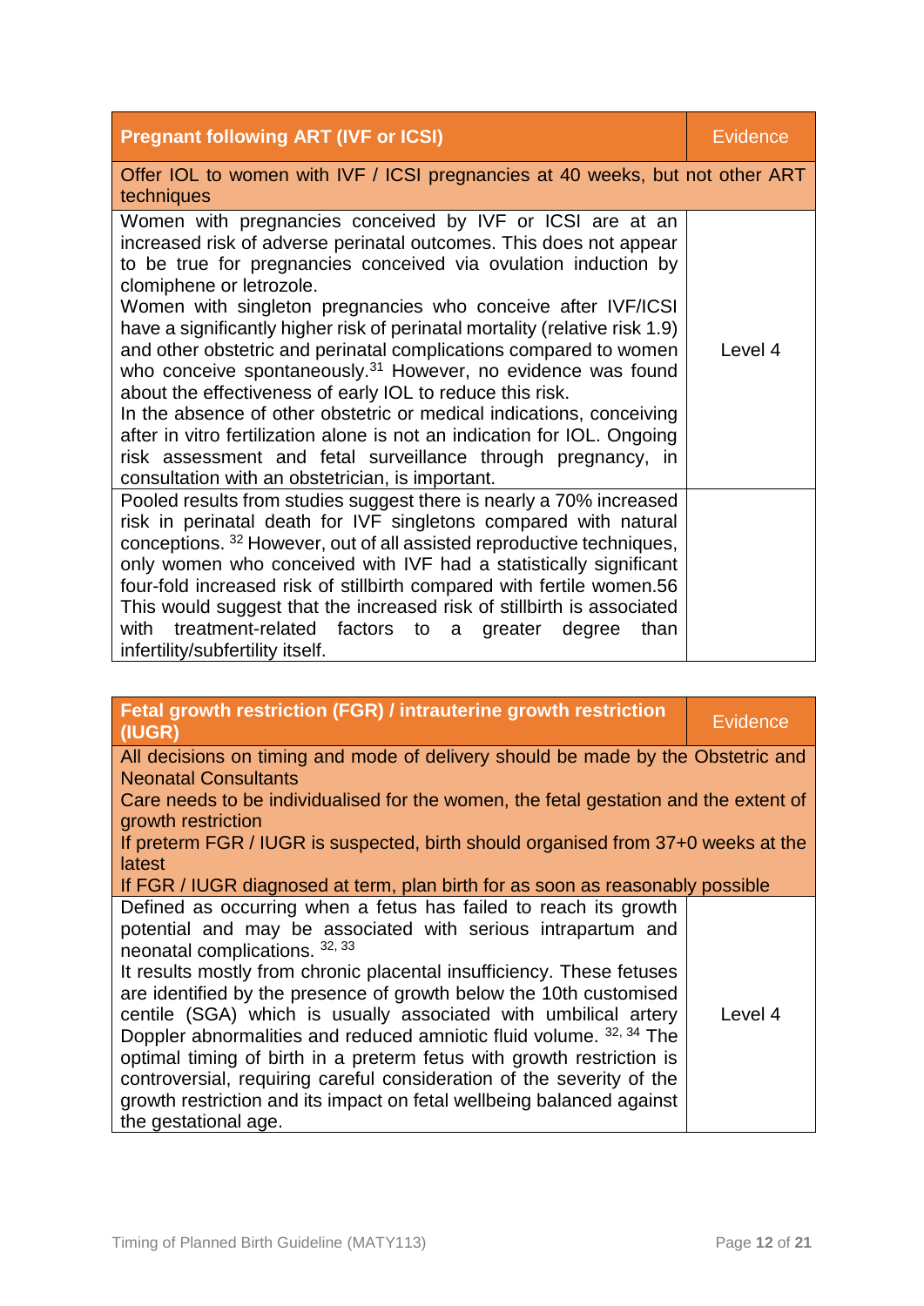| Pregnant following ART (IVF or ICSI) | Evidence |
| --- | --- |
| Offer IOL to women with IVF / ICSI pregnancies at 40 weeks, but not other ART techniques | |
| Women with pregnancies conceived by IVF or ICSI are at an increased risk of adverse perinatal outcomes. This does not appear to be true for pregnancies conceived via ovulation induction by clomiphene or letrozole.<br>Women with singleton pregnancies who conceive after IVF/ICSI have a significantly higher risk of perinatal mortality (relative risk 1.9) and other obstetric and perinatal complications compared to women who conceive spontaneously.[31] However, no evidence was found about the effectiveness of early IOL to reduce this risk.<br>In the absence of other obstetric or medical indications, conceiving after in vitro fertilization alone is not an indication for IOL. Ongoing risk assessment and fetal surveillance through pregnancy, in consultation with an obstetrician, is important. | Level 4 |
| Pooled results from studies suggest there is nearly a 70% increased risk in perinatal death for IVF singletons compared with natural conceptions. [32] However, out of all assisted reproductive techniques, only women who conceived with IVF had a statistically significant four-fold increased risk of stillbirth compared with fertile women.56 This would suggest that the increased risk of stillbirth is associated with treatment-related factors to a greater degree than infertility/subfertility itself. | |

| Fetal growth restriction (FGR) / intrauterine growth restriction (IUGR) | Evidence |
| --- | --- |
| All decisions on timing and mode of delivery should be made by the Obstetric and Neonatal Consultants<br>Care needs to be individualised for the women, the fetal gestation and the extent of growth restriction<br>If preterm FGR / IUGR is suspected, birth should organised from 37+0 weeks at the latest<br>If FGR / IUGR diagnosed at term, plan birth for as soon as reasonably possible | |
| Defined as occurring when a fetus has failed to reach its growth potential and may be associated with serious intrapartum and neonatal complications. [32, 33]<br>It results mostly from chronic placental insufficiency. These fetuses are identified by the presence of growth below the 10th customised centile (SGA) which is usually associated with umbilical artery Doppler abnormalities and reduced amniotic fluid volume. [32, 34] The optimal timing of birth in a preterm fetus with growth restriction is controversial, requiring careful consideration of the severity of the growth restriction and its impact on fetal wellbeing balanced against the gestational age. | Level 4 |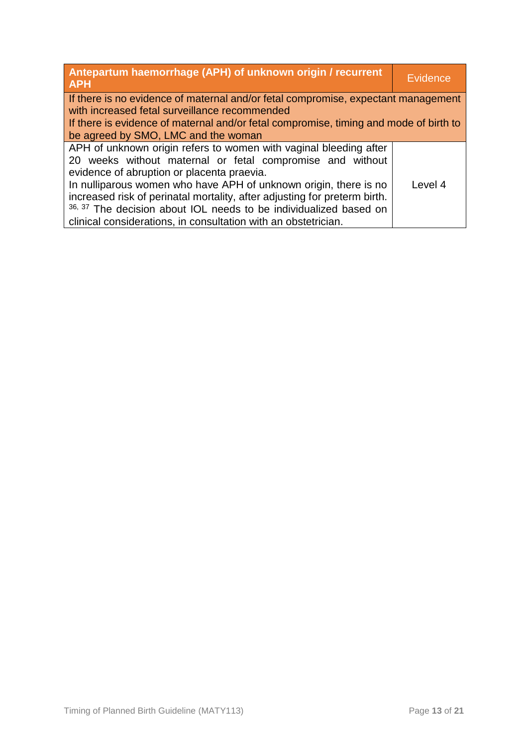| Antepartum haemorrhage (APH) of unknown origin / recurrent APH | Evidence |
|---|---|
| If there is no evidence of maternal and/or fetal compromise, expectant management with increased fetal surveillance recommended<br>If there is evidence of maternal and/or fetal compromise, timing and mode of birth to be agreed by SMO, LMC and the woman | |
| APH of unknown origin refers to women with vaginal bleeding after 20 weeks without maternal or fetal compromise and without evidence of abruption or placenta praevia.<br>In nulliparous women who have APH of unknown origin, there is no increased risk of perinatal mortality, after adjusting for preterm birth. [36, 37] The decision about IOL needs to be individualized based on clinical considerations, in consultation with an obstetrician. | Level 4 |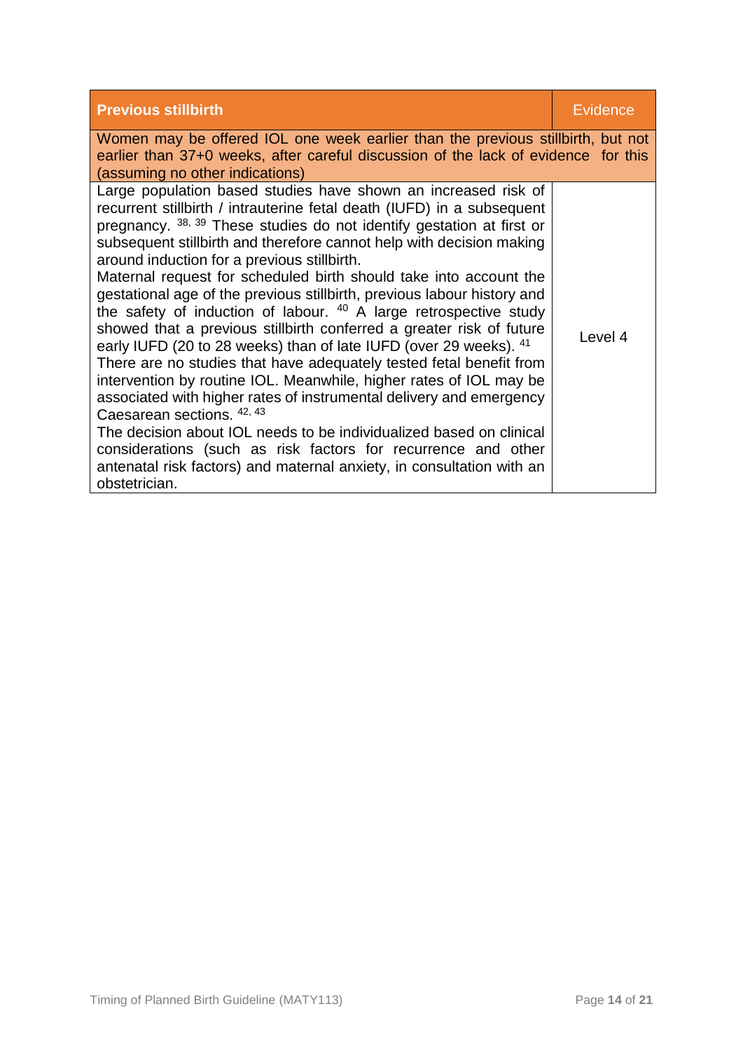| Previous stillbirth | Evidence |
| --- | --- |
| Women may be offered IOL one week earlier than the previous stillbirth, but not earlier than 37+0 weeks, after careful discussion of the lack of evidence for this (assuming no other indications) | |
| Large population based studies have shown an increased risk of recurrent stillbirth / intrauterine fetal death (IUFD) in a subsequent pregnancy. [38, 39] These studies do not identify gestation at first or subsequent stillbirth and therefore cannot help with decision making around induction for a previous stillbirth.<br>Maternal request for scheduled birth should take into account the gestational age of the previous stillbirth, previous labour history and the safety of induction of labour. [40] A large retrospective study showed that a previous stillbirth conferred a greater risk of future early IUFD (20 to 28 weeks) than of late IUFD (over 29 weeks). [41]<br>There are no studies that have adequately tested fetal benefit from intervention by routine IOL. Meanwhile, higher rates of IOL may be associated with higher rates of instrumental delivery and emergency Caesarean sections. [42, 43]<br>The decision about IOL needs to be individualized based on clinical considerations (such as risk factors for recurrence and other antenatal risk factors) and maternal anxiety, in consultation with an obstetrician. | Level 4 |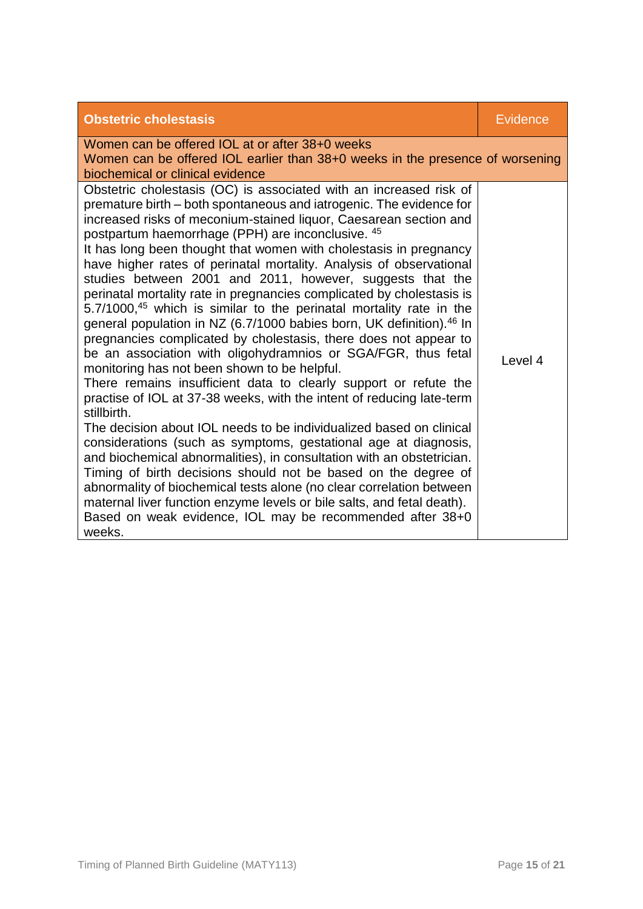| Obstetric cholestasis | Evidence |
|---|---|
| Women can be offered IOL at or after 38+0 weeks<br>Women can be offered IOL earlier than 38+0 weeks in the presence of worsening biochemical or clinical evidence | |
| Obstetric cholestasis (OC) is associated with an increased risk of premature birth – both spontaneous and iatrogenic. The evidence for increased risks of meconium-stained liquor, Caesarean section and postpartum haemorrhage (PPH) are inconclusive. [45]<br>It has long been thought that women with cholestasis in pregnancy have higher rates of perinatal mortality. Analysis of observational studies between 2001 and 2011, however, suggests that the perinatal mortality rate in pregnancies complicated by cholestasis is 5.7/1000,[45] which is similar to the perinatal mortality rate in the general population in NZ (6.7/1000 babies born, UK definition).[46] In pregnancies complicated by cholestasis, there does not appear to be an association with oligohydramnios or SGA/FGR, thus fetal monitoring has not been shown to be helpful.<br>There remains insufficient data to clearly support or refute the practise of IOL at 37-38 weeks, with the intent of reducing late-term stillbirth.<br>The decision about IOL needs to be individualized based on clinical considerations (such as symptoms, gestational age at diagnosis, and biochemical abnormalities), in consultation with an obstetrician. Timing of birth decisions should not be based on the degree of abnormality of biochemical tests alone (no clear correlation between maternal liver function enzyme levels or bile salts, and fetal death).<br>Based on weak evidence, IOL may be recommended after 38+0 weeks. | Level 4 |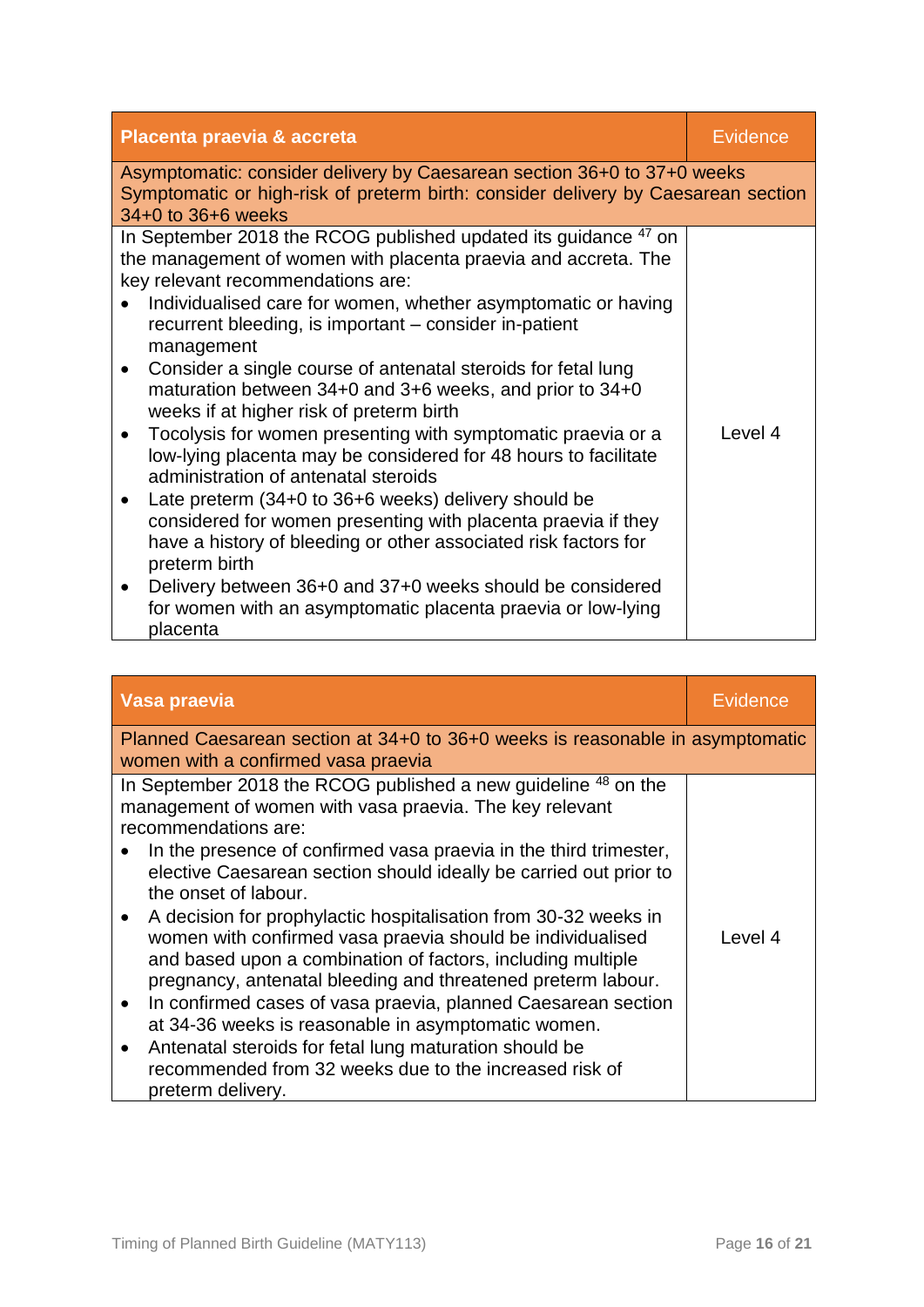| Placenta praevia & accreta | Evidence |
| --- | --- |
| Asymptomatic: consider delivery by Caesarean section 36+0 to 37+0 weeks<br>Symptomatic or high-risk of preterm birth: consider delivery by Caesarean section 34+0 to 36+6 weeks | |
| In September 2018 the RCOG published updated its guidance [47] on the management of women with placenta praevia and accreta. The key relevant recommendations are:<br>• Individualised care for women, whether asymptomatic or having recurrent bleeding, is important – consider in-patient management<br>• Consider a single course of antenatal steroids for fetal lung maturation between 34+0 and 3+6 weeks, and prior to 34+0 weeks if at higher risk of preterm birth<br>• Tocolysis for women presenting with symptomatic praevia or a low-lying placenta may be considered for 48 hours to facilitate administration of antenatal steroids<br>• Late preterm (34+0 to 36+6 weeks) delivery should be considered for women presenting with placenta praevia if they have a history of bleeding or other associated risk factors for preterm birth<br>• Delivery between 36+0 and 37+0 weeks should be considered for women with an asymptomatic placenta praevia or low-lying placenta | Level 4 |

| Vasa praevia | Evidence |
| --- | --- |
| Planned Caesarean section at 34+0 to 36+0 weeks is reasonable in asymptomatic women with a confirmed vasa praevia | |
| In September 2018 the RCOG published a new guideline [48] on the management of women with vasa praevia. The key relevant recommendations are:<br>• In the presence of confirmed vasa praevia in the third trimester, elective Caesarean section should ideally be carried out prior to the onset of labour.<br>• A decision for prophylactic hospitalisation from 30-32 weeks in women with confirmed vasa praevia should be individualised and based upon a combination of factors, including multiple pregnancy, antenatal bleeding and threatened preterm labour.<br>• In confirmed cases of vasa praevia, planned Caesarean section at 34-36 weeks is reasonable in asymptomatic women.<br>• Antenatal steroids for fetal lung maturation should be recommended from 32 weeks due to the increased risk of preterm delivery. | Level 4 |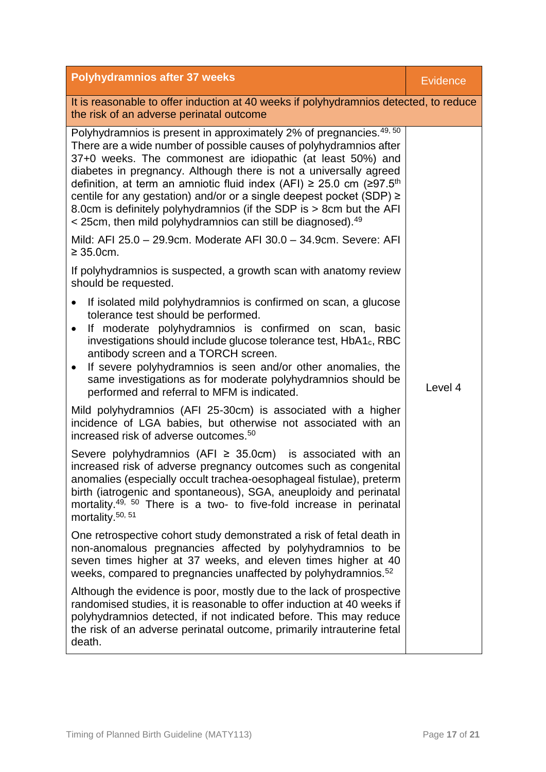| Polyhydramnios after 37 weeks | Evidence |
|---|---|
| It is reasonable to offer induction at 40 weeks if polyhydramnios detected, to reduce the risk of an adverse perinatal outcome | |
| Polyhydramnios is present in approximately 2% of pregnancies.[49, 50] There are a wide number of possible causes of polyhydramnios after 37+0 weeks. The commonest are idiopathic (at least 50%) and diabetes in pregnancy. Although there is not a universally agreed definition, at term an amniotic fluid index (AFI) ≥ 25.0 cm (≥97.5th centile for any gestation) and/or or a single deepest pocket (SDP) ≥ 8.0cm is definitely polyhydramnios (if the SDP is > 8cm but the AFI < 25cm, then mild polyhydramnios can still be diagnosed).[49]<br><br>Mild: AFI 25.0 – 29.9cm. Moderate AFI 30.0 – 34.9cm. Severe: AFI ≥ 35.0cm.<br><br>If polyhydramnios is suspected, a growth scan with anatomy review should be requested.<br><br>• If isolated mild polyhydramnios is confirmed on scan, a glucose tolerance test should be performed.<br>• If moderate polyhydramnios is confirmed on scan, basic investigations should include glucose tolerance test, $HbA1_c$, RBC antibody screen and a TORCH screen.<br>• If severe polyhydramnios is seen and/or other anomalies, the same investigations as for moderate polyhydramnios should be performed and referral to MFM is indicated.<br><br>Mild polyhydramnios (AFI 25-30cm) is associated with a higher incidence of LGA babies, but otherwise not associated with an increased risk of adverse outcomes.[50]<br><br>Severe polyhydramnios (AFI ≥ 35.0cm) is associated with an increased risk of adverse pregnancy outcomes such as congenital anomalies (especially occult trachea-oesophageal fistulae), preterm birth (iatrogenic and spontaneous), SGA, aneuploidy and perinatal mortality.[49, 50] There is a two- to five-fold increase in perinatal mortality.[50, 51]<br><br>One retrospective cohort study demonstrated a risk of fetal death in non-anomalous pregnancies affected by polyhydramnios to be seven times higher at 37 weeks, and eleven times higher at 40 weeks, compared to pregnancies unaffected by polyhydramnios.[52]<br><br>Although the evidence is poor, mostly due to the lack of prospective randomised studies, it is reasonable to offer induction at 40 weeks if polyhydramnios detected, if not indicated before. This may reduce the risk of an adverse perinatal outcome, primarily intrauterine fetal death. | Level 4 |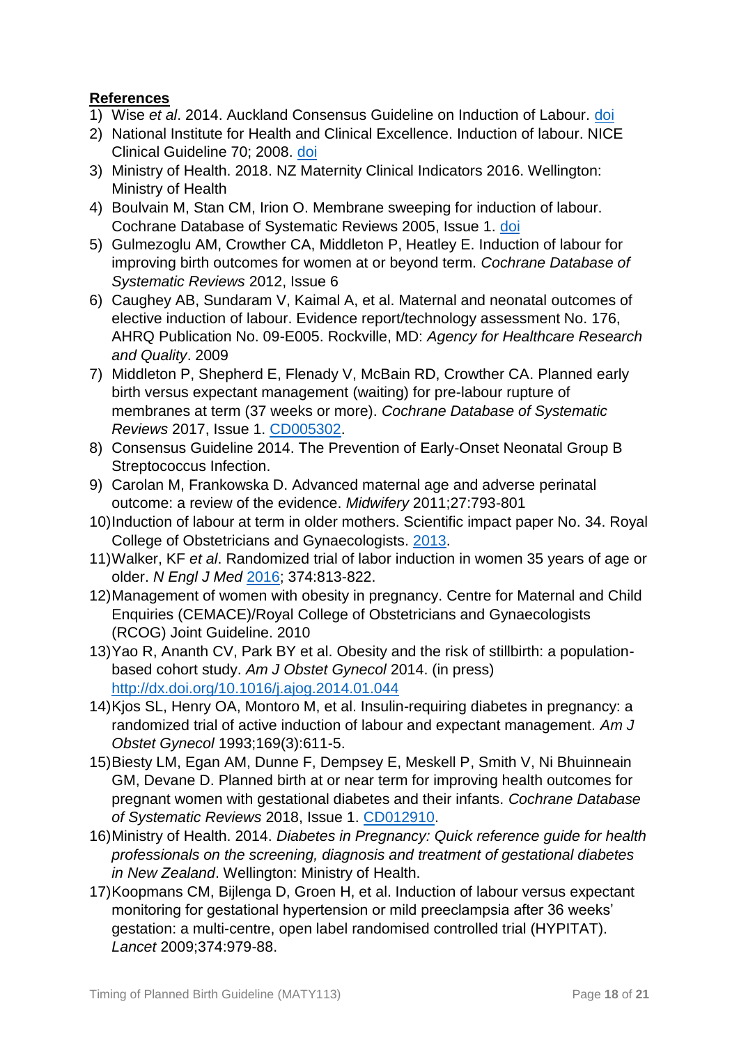**References**

1) Wise *et al*. 2014. Auckland Consensus Guideline on Induction of Labour. doi
2) National Institute for Health and Clinical Excellence. Induction of labour. NICE Clinical Guideline 70; 2008. doi
3) Ministry of Health. 2018. NZ Maternity Clinical Indicators 2016. Wellington: Ministry of Health
4) Boulvain M, Stan CM, Irion O. Membrane sweeping for induction of labour. Cochrane Database of Systematic Reviews 2005, Issue 1. doi
5) Gulmezoglu AM, Crowther CA, Middleton P, Heatley E. Induction of labour for improving birth outcomes for women at or beyond term. *Cochrane Database of Systematic Reviews* 2012, Issue 6
6) Caughey AB, Sundaram V, Kaimal A, et al. Maternal and neonatal outcomes of elective induction of labour. Evidence report/technology assessment No. 176, AHRQ Publication No. 09-E005. Rockville, MD: *Agency for Healthcare Research and Quality*. 2009
7) Middleton P, Shepherd E, Flenady V, McBain RD, Crowther CA. Planned early birth versus expectant management (waiting) for pre-labour rupture of membranes at term (37 weeks or more). *Cochrane Database of Systematic Reviews* 2017, Issue 1. CD005302.
8) Consensus Guideline 2014. The Prevention of Early-Onset Neonatal Group B Streptococcus Infection.
9) Carolan M, Frankowska D. Advanced maternal age and adverse perinatal outcome: a review of the evidence. *Midwifery* 2011;27:793-801
10) Induction of labour at term in older mothers. Scientific impact paper No. 34. Royal College of Obstetricians and Gynaecologists. 2013.
11) Walker, KF *et al*. Randomized trial of labor induction in women 35 years of age or older. *N Engl J Med* 2016; 374:813-822.
12) Management of women with obesity in pregnancy. Centre for Maternal and Child Enquiries (CEMACE)/Royal College of Obstetricians and Gynaecologists (RCOG) Joint Guideline. 2010
13) Yao R, Ananth CV, Park BY et al. Obesity and the risk of stillbirth: a population-based cohort study. *Am J Obstet Gynecol* 2014. (in press) http://dx.doi.org/10.1016/j.ajog.2014.01.044
14) Kjos SL, Henry OA, Montoro M, et al. Insulin-requiring diabetes in pregnancy: a randomized trial of active induction of labour and expectant management. *Am J Obstet Gynecol* 1993;169(3):611-5.
15) Biesty LM, Egan AM, Dunne F, Dempsey E, Meskell P, Smith V, Ni Bhuinneain GM, Devane D. Planned birth at or near term for improving health outcomes for pregnant women with gestational diabetes and their infants. *Cochrane Database of Systematic Reviews* 2018, Issue 1. CD012910.
16) Ministry of Health. 2014. *Diabetes in Pregnancy: Quick reference guide for health professionals on the screening, diagnosis and treatment of gestational diabetes in New Zealand*. Wellington: Ministry of Health.
17) Koopmans CM, Bijlenga D, Groen H, et al. Induction of labour versus expectant monitoring for gestational hypertension or mild preeclampsia after 36 weeks' gestation: a multi-centre, open label randomised controlled trial (HYPITAT). *Lancet* 2009;374:979-88.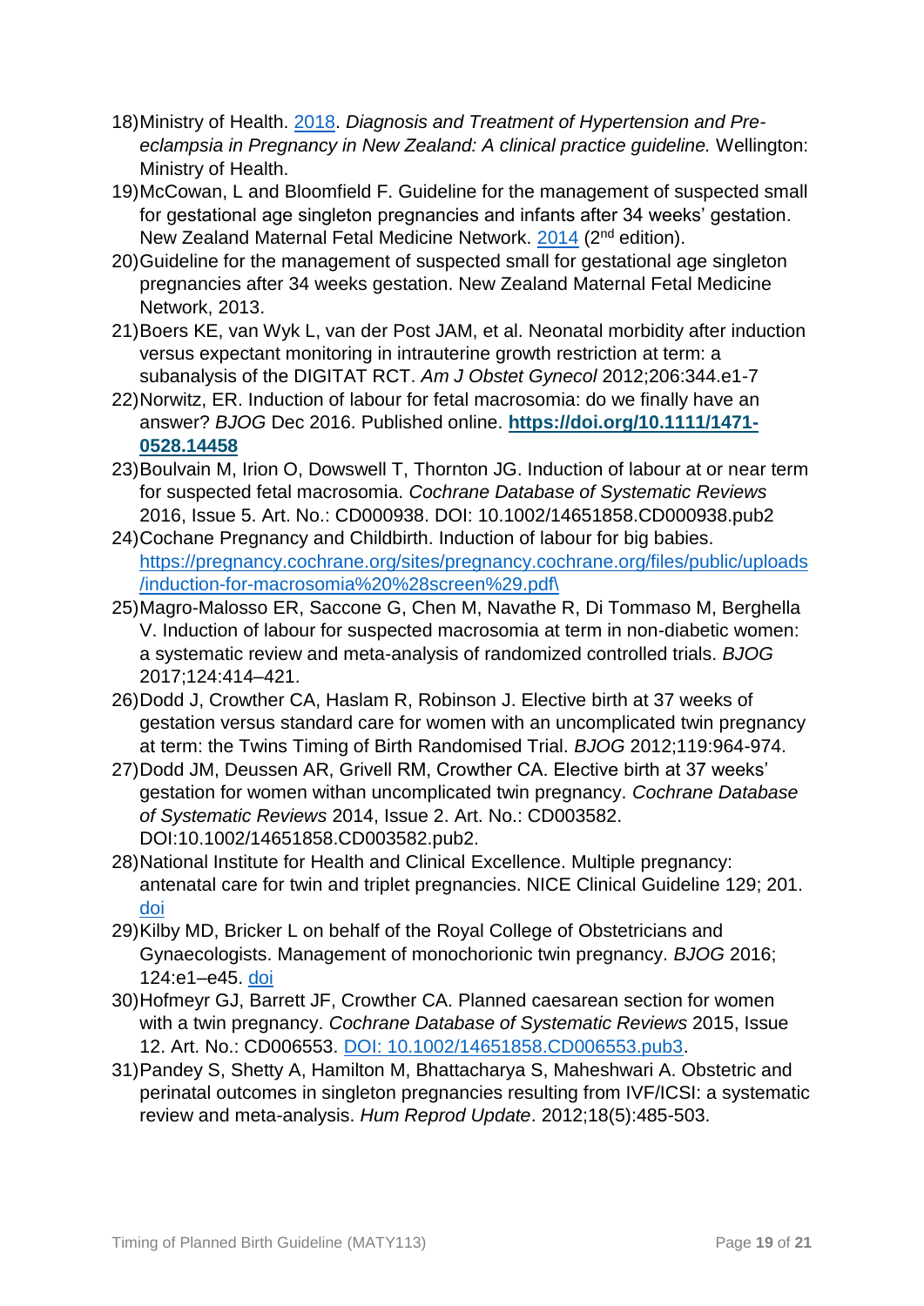18) Ministry of Health. [2018](). *Diagnosis and Treatment of Hypertension and Pre-eclampsia in Pregnancy in New Zealand: A clinical practice guideline.* Wellington: Ministry of Health.
19) McCowan, L and Bloomfield F. Guideline for the management of suspected small for gestational age singleton pregnancies and infants after 34 weeks' gestation. New Zealand Maternal Fetal Medicine Network. [2014]() (2nd edition).
20) Guideline for the management of suspected small for gestational age singleton pregnancies after 34 weeks gestation. New Zealand Maternal Fetal Medicine Network, 2013.
21) Boers KE, van Wyk L, van der Post JAM, et al. Neonatal morbidity after induction versus expectant monitoring in intrauterine growth restriction at term: a subanalysis of the DIGITAT RCT. *Am J Obstet Gynecol* 2012;206:344.e1-7
22) Norwitz, ER. Induction of labour for fetal macrosomia: do we finally have an answer? *BJOG* Dec 2016. Published online. **https://doi.org/10.1111/1471-0528.14458**
23) Boulvain M, Irion O, Dowswell T, Thornton JG. Induction of labour at or near term for suspected fetal macrosomia. *Cochrane Database of Systematic Reviews* 2016, Issue 5. Art. No.: CD000938. DOI: 10.1002/14651858.CD000938.pub2
24) Cochane Pregnancy and Childbirth. Induction of labour for big babies. https://pregnancy.cochrane.org/sites/pregnancy.cochrane.org/files/public/uploads/induction-for-macrosomia%20%28screen%29.pdf\
25) Magro-Malosso ER, Saccone G, Chen M, Navathe R, Di Tommaso M, Berghella V. Induction of labour for suspected macrosomia at term in non-diabetic women: a systematic review and meta-analysis of randomized controlled trials. *BJOG* 2017;124:414–421.
26) Dodd J, Crowther CA, Haslam R, Robinson J. Elective birth at 37 weeks of gestation versus standard care for women with an uncomplicated twin pregnancy at term: the Twins Timing of Birth Randomised Trial. *BJOG* 2012;119:964-974.
27) Dodd JM, Deussen AR, Grivell RM, Crowther CA. Elective birth at 37 weeks' gestation for women withan uncomplicated twin pregnancy. *Cochrane Database of Systematic Reviews* 2014, Issue 2. Art. No.: CD003582. DOI:10.1002/14651858.CD003582.pub2.
28) National Institute for Health and Clinical Excellence. Multiple pregnancy: antenatal care for twin and triplet pregnancies. NICE Clinical Guideline 129; 201. [doi]()
29) Kilby MD, Bricker L on behalf of the Royal College of Obstetricians and Gynaecologists. Management of monochorionic twin pregnancy. *BJOG* 2016; 124:e1–e45. [doi]()
30) Hofmeyr GJ, Barrett JF, Crowther CA. Planned caesarean section for women with a twin pregnancy. *Cochrane Database of Systematic Reviews* 2015, Issue 12. Art. No.: CD006553. [DOI: 10.1002/14651858.CD006553.pub3]().
31) Pandey S, Shetty A, Hamilton M, Bhattacharya S, Maheshwari A. Obstetric and perinatal outcomes in singleton pregnancies resulting from IVF/ICSI: a systematic review and meta-analysis. *Hum Reprod Update*. 2012;18(5):485-503.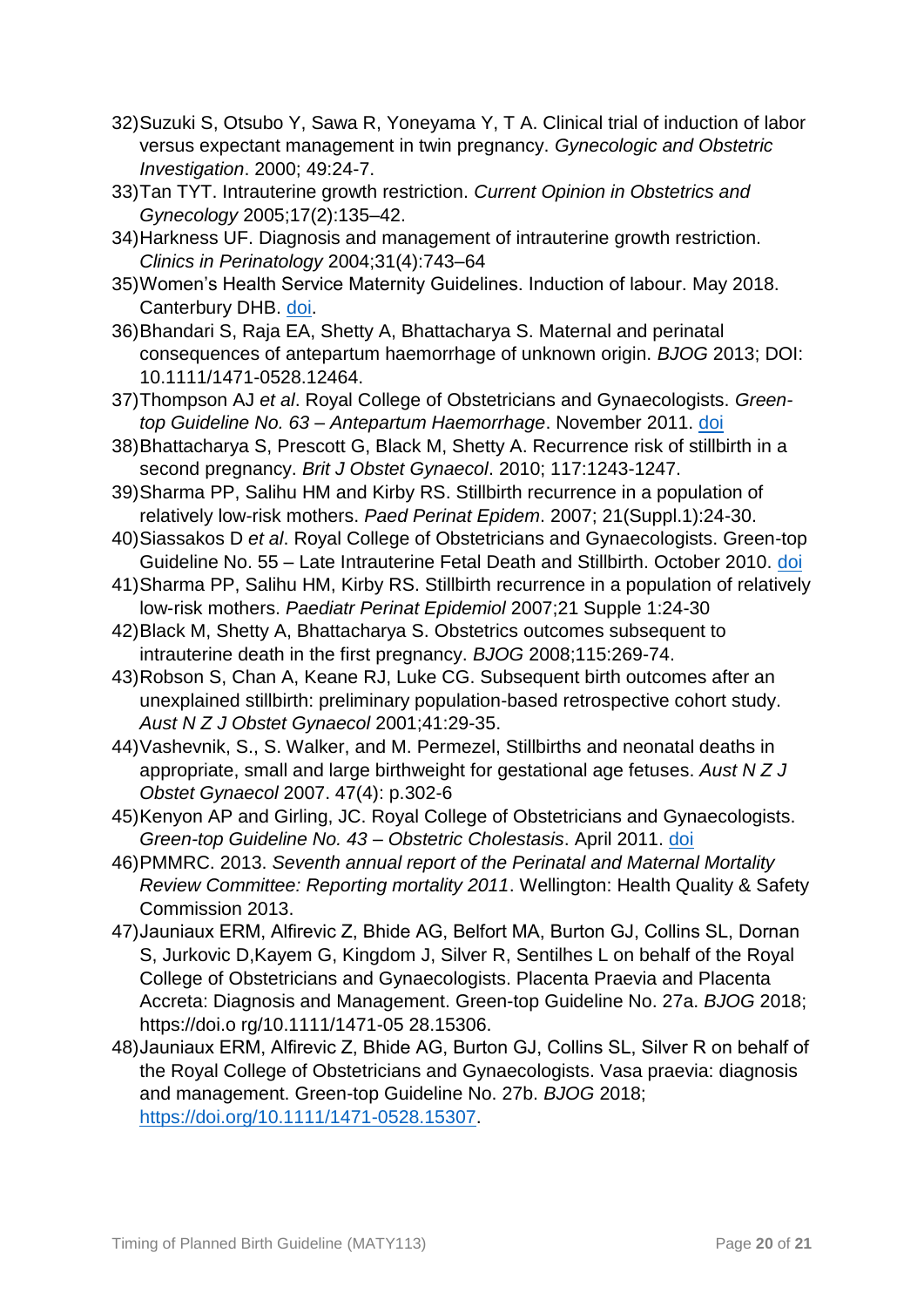32) Suzuki S, Otsubo Y, Sawa R, Yoneyama Y, T A. Clinical trial of induction of labor versus expectant management in twin pregnancy. *Gynecologic and Obstetric Investigation*. 2000; 49:24-7.
33) Tan TYT. Intrauterine growth restriction. *Current Opinion in Obstetrics and Gynecology* 2005;17(2):135–42.
34) Harkness UF. Diagnosis and management of intrauterine growth restriction. *Clinics in Perinatology* 2004;31(4):743–64
35) Women's Health Service Maternity Guidelines. Induction of labour. May 2018. Canterbury DHB. doi.
36) Bhandari S, Raja EA, Shetty A, Bhattacharya S. Maternal and perinatal consequences of antepartum haemorrhage of unknown origin. *BJOG* 2013; DOI: 10.1111/1471-0528.12464.
37) Thompson AJ *et al*. Royal College of Obstetricians and Gynaecologists. *Green-top Guideline No. 63 – Antepartum Haemorrhage*. November 2011. doi
38) Bhattacharya S, Prescott G, Black M, Shetty A. Recurrence risk of stillbirth in a second pregnancy. *Brit J Obstet Gynaecol*. 2010; 117:1243-1247.
39) Sharma PP, Salihu HM and Kirby RS. Stillbirth recurrence in a population of relatively low-risk mothers. *Paed Perinat Epidem*. 2007; 21(Suppl.1):24-30.
40) Siassakos D *et al*. Royal College of Obstetricians and Gynaecologists. Green-top Guideline No. 55 – Late Intrauterine Fetal Death and Stillbirth. October 2010. doi
41) Sharma PP, Salihu HM, Kirby RS. Stillbirth recurrence in a population of relatively low-risk mothers. *Paediatr Perinat Epidemiol* 2007;21 Supple 1:24-30
42) Black M, Shetty A, Bhattacharya S. Obstetrics outcomes subsequent to intrauterine death in the first pregnancy. *BJOG* 2008;115:269-74.
43) Robson S, Chan A, Keane RJ, Luke CG. Subsequent birth outcomes after an unexplained stillbirth: preliminary population-based retrospective cohort study. *Aust N Z J Obstet Gynaecol* 2001;41:29-35.
44) Vashevnik, S., S. Walker, and M. Permezel, Stillbirths and neonatal deaths in appropriate, small and large birthweight for gestational age fetuses. *Aust N Z J Obstet Gynaecol* 2007. 47(4): p.302-6
45) Kenyon AP and Girling, JC. Royal College of Obstetricians and Gynaecologists. *Green-top Guideline No. 43 – Obstetric Cholestasis*. April 2011. doi
46) PMMRC. 2013. *Seventh annual report of the Perinatal and Maternal Mortality Review Committee: Reporting mortality 2011*. Wellington: Health Quality & Safety Commission 2013.
47) Jauniaux ERM, Alfirevic Z, Bhide AG, Belfort MA, Burton GJ, Collins SL, Dornan S, Jurkovic D,Kayem G, Kingdom J, Silver R, Sentilhes L on behalf of the Royal College of Obstetricians and Gynaecologists. Placenta Praevia and Placenta Accreta: Diagnosis and Management. Green-top Guideline No. 27a. *BJOG* 2018; https://doi.o rg/10.1111/1471-05 28.15306.
48) Jauniaux ERM, Alfirevic Z, Bhide AG, Burton GJ, Collins SL, Silver R on behalf of the Royal College of Obstetricians and Gynaecologists. Vasa praevia: diagnosis and management. Green-top Guideline No. 27b. *BJOG* 2018; https://doi.org/10.1111/1471-0528.15307.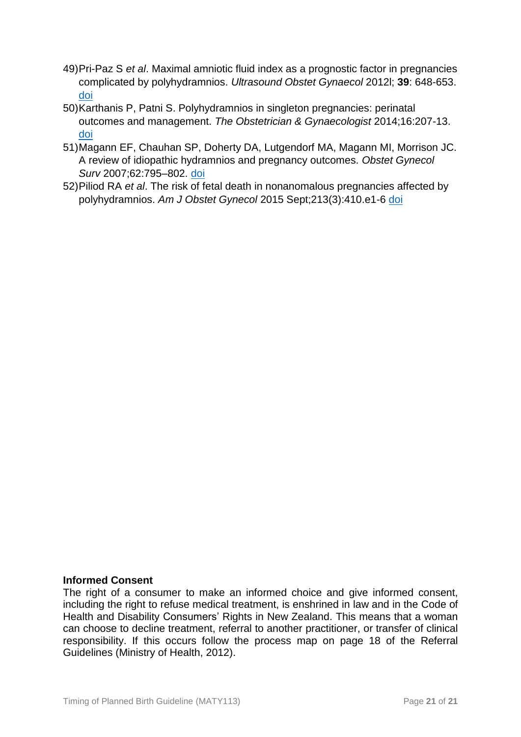49) Pri-Paz S *et al*. Maximal amniotic fluid index as a prognostic factor in pregnancies complicated by polyhydramnios. *Ultrasound Obstet Gynaecol* 2012l; **39**: 648-653. doi
50) Karthanis P, Patni S. Polyhydramnios in singleton pregnancies: perinatal outcomes and management. *The Obstetrician & Gynaecologist* 2014;16:207-13. doi
51) Magann EF, Chauhan SP, Doherty DA, Lutgendorf MA, Magann MI, Morrison JC. A review of idiopathic hydramnios and pregnancy outcomes. *Obstet Gynecol Surv* 2007;62:795–802. doi
52) Piliod RA *et al*. The risk of fetal death in nonanomalous pregnancies affected by polyhydramnios. *Am J Obstet Gynecol* 2015 Sept;213(3):410.e1-6 doi

**Informed Consent**

The right of a consumer to make an informed choice and give informed consent, including the right to refuse medical treatment, is enshrined in law and in the Code of Health and Disability Consumers' Rights in New Zealand. This means that a woman can choose to decline treatment, referral to another practitioner, or transfer of clinical responsibility. If this occurs follow the process map on page 18 of the Referral Guidelines (Ministry of Health, 2012).